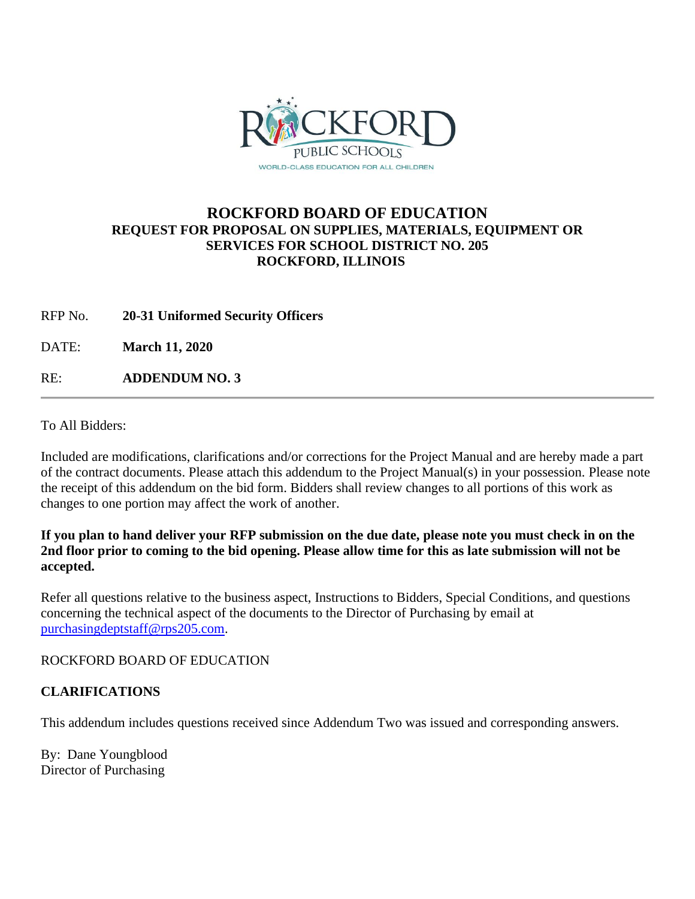# ROCKFORD BOARD OF EDUCATION

### REQUEST FOR PROPOSAL ON SUPPLIES, MATERIALS, EQUIPMENT OR SERVICES FOR SCHOOL DISTRICT NO. 205
### ROCKFORD, ILLINOIS

RFP No. **20-31 Uniformed Security Officers**

DATE: **March 11, 2020**

RE: **ADDENDUM NO. 3**

---

To All Bidders:

Included are modifications, clarifications and/or corrections for the Project Manual and are hereby made a part of the contract documents. Please attach this addendum to the Project Manual(s) in your possession. Please note the receipt of this addendum on the bid form. Bidders shall review changes to all portions of this work as changes to one portion may affect the work of another.

**If you plan to hand deliver your RFP submission on the due date, please note you must check in on the 2nd floor prior to coming to the bid opening. Please allow time for this as late submission will not be accepted.**

Refer all questions relative to the business aspect, Instructions to Bidders, Special Conditions, and questions concerning the technical aspect of the documents to the Director of Purchasing by email at purchasingdeptstaff@rps205.com.

ROCKFORD BOARD OF EDUCATION

**CLARIFICATIONS**

This addendum includes questions received since Addendum Two was issued and corresponding answers.

By: Dane Youngblood
Director of Purchasing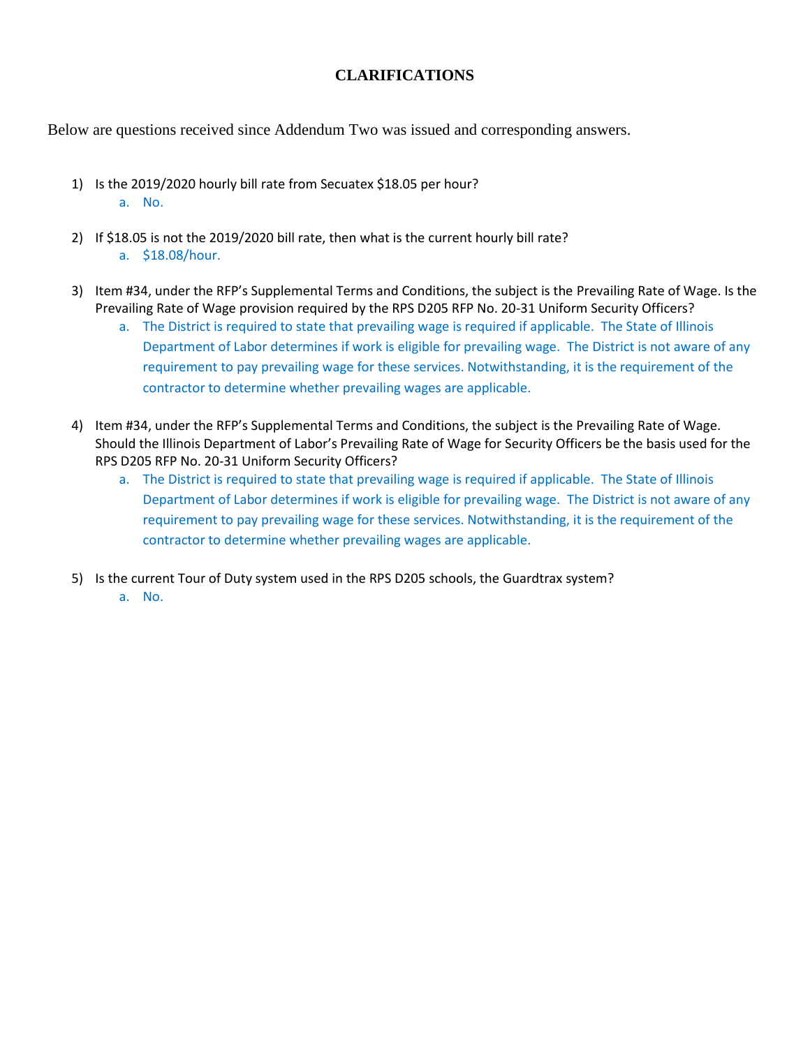# CLARIFICATIONS

Below are questions received since Addendum Two was issued and corresponding answers.

1) Is the 2019/2020 hourly bill rate from Secuatex $18.05 per hour?
    a. No.

2) If $18.05 is not the 2019/2020 bill rate, then what is the current hourly bill rate?
    a. $18.08/hour.

3) Item #34, under the RFP's Supplemental Terms and Conditions, the subject is the Prevailing Rate of Wage. Is the Prevailing Rate of Wage provision required by the RPS D205 RFP No. 20-31 Uniform Security Officers?
    a. The District is required to state that prevailing wage is required if applicable. The State of Illinois Department of Labor determines if work is eligible for prevailing wage. The District is not aware of any requirement to pay prevailing wage for these services. Notwithstanding, it is the requirement of the contractor to determine whether prevailing wages are applicable.

4) Item #34, under the RFP's Supplemental Terms and Conditions, the subject is the Prevailing Rate of Wage. Should the Illinois Department of Labor's Prevailing Rate of Wage for Security Officers be the basis used for the RPS D205 RFP No. 20-31 Uniform Security Officers?
    a. The District is required to state that prevailing wage is required if applicable. The State of Illinois Department of Labor determines if work is eligible for prevailing wage. The District is not aware of any requirement to pay prevailing wage for these services. Notwithstanding, it is the requirement of the contractor to determine whether prevailing wages are applicable.

5) Is the current Tour of Duty system used in the RPS D205 schools, the Guardtrax system?
    a. No.